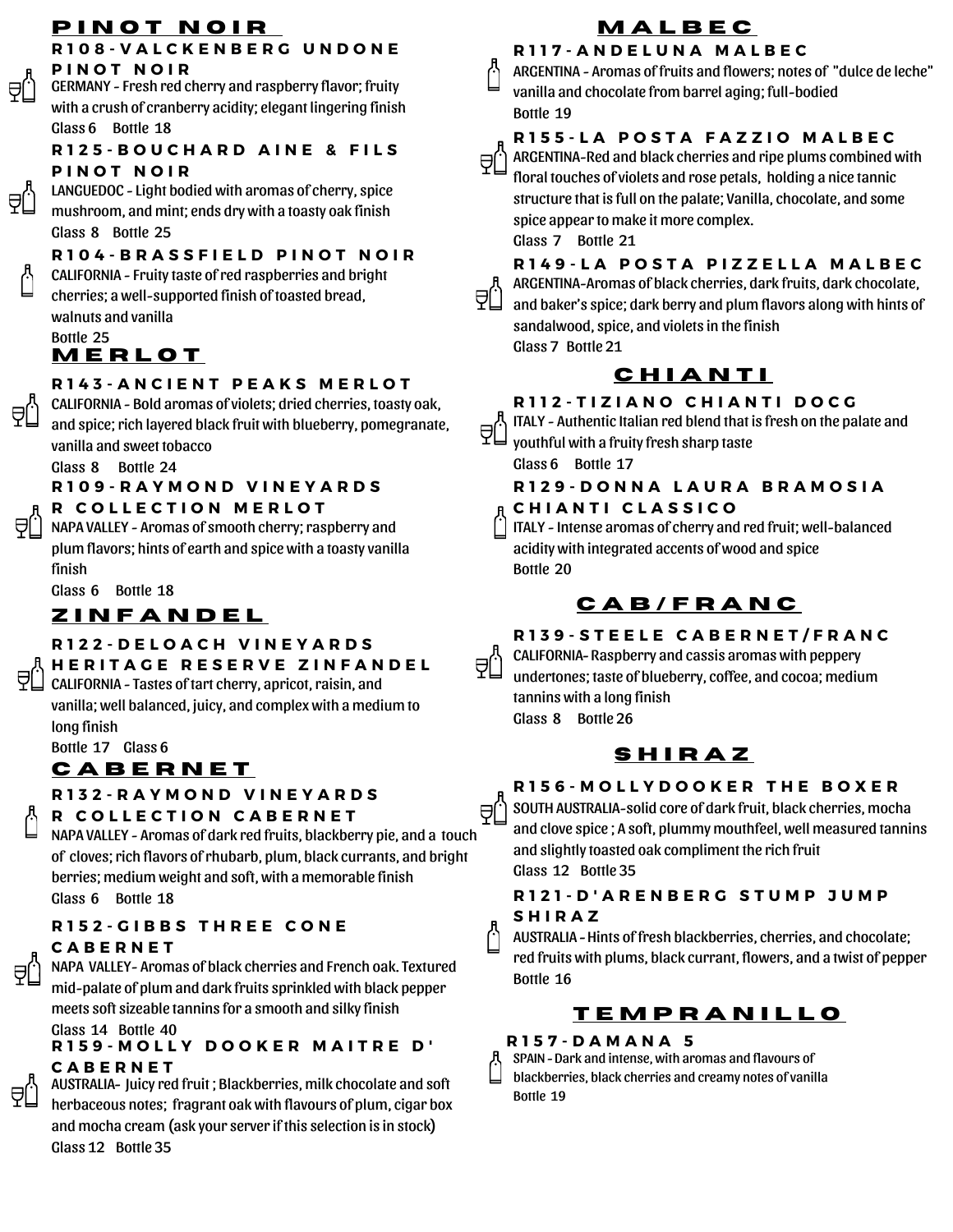## PINOT NOIR

### R108-VALCKENBERG UNDONE PINOT NOIR

GERMANY - Fresh red cherry and raspberry flavor; fruity with a crush of cranberry acidity; elegant lingering finish

Glass 6 Bottle 18

### R125-BOUCHARD AINE & FILS PINOT NOIR

LANGUEDOC - Light bodied with aromas of cherry, spice mushroom, and mint; ends dry with a toasty oak finish

Glass 8 Bottle 25

### R104-BRASSFIELD PINOT NOIR

CALIFORNIA - Fruity taste of red raspberries and bright cherries; a well-supported finish of toasted bread, walnuts and vanilla

Bottle 25

## MERLOT

### R143-ANCIENT PEAKS MERLOT

CALIFORNIA - Bold aromas of violets; dried cherries, toasty oak, and spice; rich layered black fruit with blueberry, pomegranate, vanilla and sweet tobacco

Glass 8 Bottle 24

### R109-RAYMOND VINEYARDS R COLLECTION MERLOT

NAPA VALLEY - Aromas of smooth cherry; raspberry and plum flavors; hints of earth and spice with a toasty vanilla finish

Glass 6 Bottle 18

## ZINFANDEL

### R122-DELOACH VINEYARDS HERITAGE RESERVE ZINFANDEL

CALIFORNIA - Tastes of tart cherry, apricot, raisin, and vanilla; well balanced, juicy, and complex with a medium to long finish

Bottle 17 Glass 6

## CABERNET

### R132-RAYMOND VINEYARDS R COLLECTION CABERNET

NAPA VALLEY - Aromas of dark red fruits, blackberry pie, and a touch of cloves; rich flavors of rhubarb, plum, black currants, and bright berries; medium weight and soft, with a memorable finish

Glass 6 Bottle 18

### R152-GIBBS THREE CONE CABERNET

NAPA VALLEY- Aromas of black cherries and French oak. Textured mid-palate of plum and dark fruits sprinkled with black pepper meets soft sizeable tannins for a smooth and silky finish

Glass 14 Bottle 40

### R159-MOLLY DOOKER MAITRE D' CABERNET

AUSTRALIA- Juicy red fruit ; Blackberries, milk chocolate and soft herbaceous notes; fragrant oak with flavours of plum, cigar box and mocha cream (ask your server if this selection is in stock)

Glass 12 Bottle 35

## MALBEC

### R117-ANDELUNA MALBEC

ARGENTINA - Aromas of fruits and flowers; notes of "dulce de leche" vanilla and chocolate from barrel aging; full-bodied

Bottle 19

### R155-LA POSTA FAZZIO MALBEC

ARGENTINA-Red and black cherries and ripe plums combined with floral touches of violets and rose petals, holding a nice tannic structure that is full on the palate; Vanilla, chocolate, and some spice appear to make it more complex.

Glass 7 Bottle 21

### R149-LA POSTA PIZZELLA MALBEC

ARGENTINA-Aromas of black cherries, dark fruits, dark chocolate, and baker's spice; dark berry and plum flavors along with hints of sandalwood, spice, and violets in the finish

Glass 7 Bottle 21

## CHIANTI

### R112-TIZIANO CHIANTI DOCG

ITALY - Authentic Italian red blend that is fresh on the palate and youthful with a fruity fresh sharp taste

Glass 6 Bottle 17

### R129-DONNA LAURA BRAMOSIA CHIANTI CLASSICO

ITALY - Intense aromas of cherry and red fruit; well-balanced acidity with integrated accents of wood and spice

Bottle 20

## CAB/FRANC

### R139-STEELE CABERNET/FRANC

CALIFORNIA- Raspberry and cassis aromas with peppery undertones; taste of blueberry, coffee, and cocoa; medium tannins with a long finish

Glass 8 Bottle 26

## SHIRAZ

### R156-MOLLYDOOKER THE BOXER

SOUTH AUSTRALIA-solid core of dark fruit, black cherries, mocha and clove spice ; A soft, plummy mouthfeel, well measured tannins and slightly toasted oak compliment the rich fruit

Glass 12 Bottle 35

### R121-D'ARENBERG STUMP JUMP SHIRAZ

AUSTRALIA - Hints of fresh blackberries, cherries, and chocolate; red fruits with plums, black currant, flowers, and a twist of pepper

Bottle 16

## TEMPRANILLO

### R157-DAMANA 5

SPAIN - Dark and intense, with aromas and flavours of blackberries, black cherries and creamy notes of vanilla

Bottle 19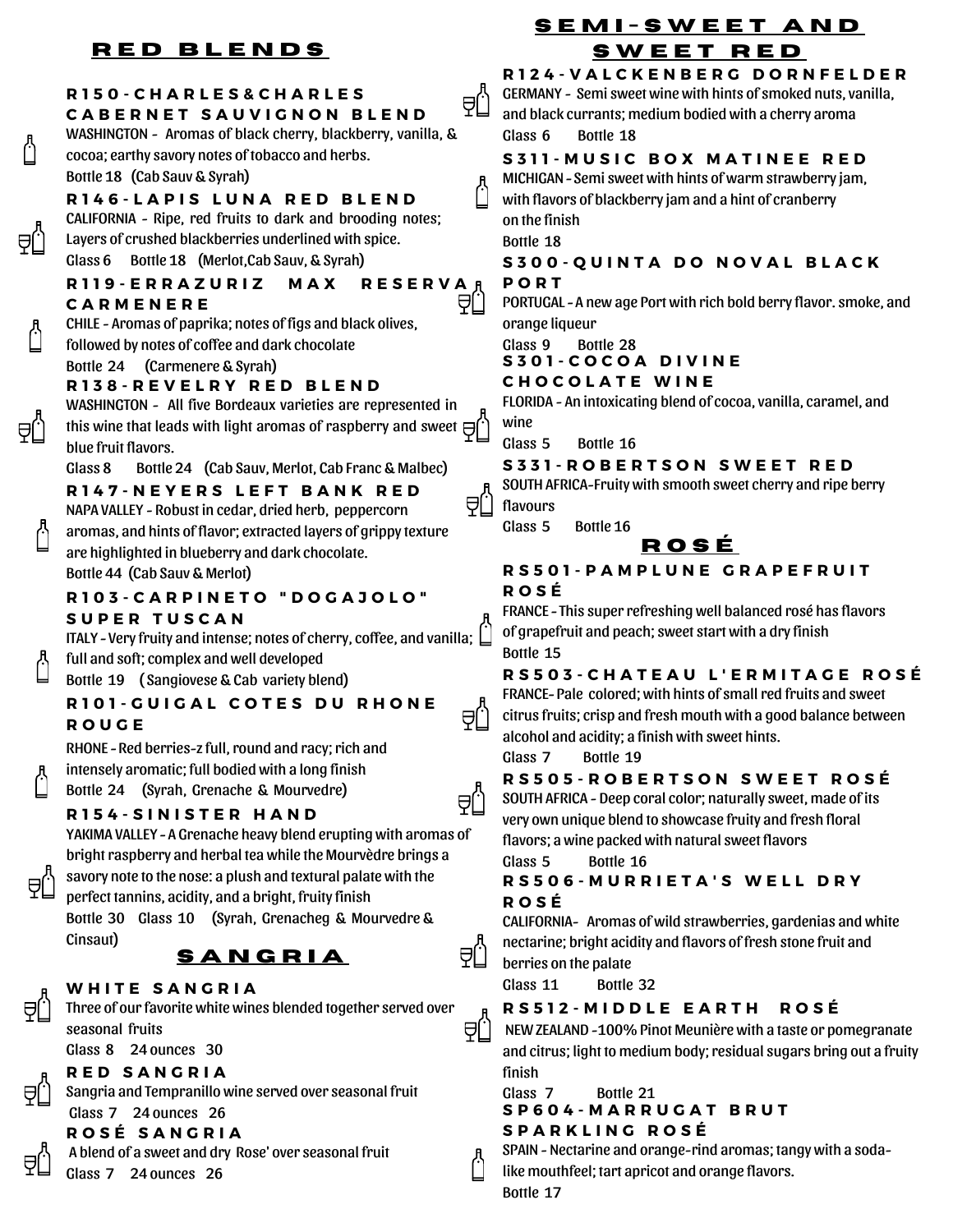## RED BLENDS

### R150-CHARLES&CHARLES CABERNET SAUVIGNON BLEND

WASHINGTON - Aromas of black cherry, blackberry, vanilla, & cocoa; earthy savory notes of tobacco and herbs.
Bottle 18 (Cab Sauv & Syrah)

### R146-LAPIS LUNA RED BLEND

CALIFORNIA - Ripe, red fruits to dark and brooding notes; Layers of crushed blackberries underlined with spice.
Glass 6 Bottle 18 (Merlot,Cab Sauv, & Syrah)

### R119-ERRAZURIZ MAX RESERVA CARMENERE

CHILE - Aromas of paprika; notes of figs and black olives, followed by notes of coffee and dark chocolate
Bottle 24 (Carmenere & Syrah)

### R138-REVELRY RED BLEND

WASHINGTON - All five Bordeaux varieties are represented in this wine that leads with light aromas of raspberry and sweet blue fruit flavors.
Glass 8 Bottle 24 (Cab Sauv, Merlot, Cab Franc & Malbec)

### R147-NEYERS LEFT BANK RED

NAPA VALLEY - Robust in cedar, dried herb, peppercorn aromas, and hints of flavor; extracted layers of grippy texture are highlighted in blueberry and dark chocolate.
Bottle 44 (Cab Sauv & Merlot)

### R103-CARPINETO "DOGAJOLO" SUPER TUSCAN

ITALY - Very fruity and intense; notes of cherry, coffee, and vanilla; full and soft; complex and well developed
Bottle 19 ( Sangiovese & Cab variety blend)

### R101-GUIGAL COTES DU RHONE ROUGE

RHONE - Red berries-z full, round and racy; rich and intensely aromatic; full bodied with a long finish
Bottle 24 (Syrah, Grenache & Mourvedre)

### R154-SINISTER HAND

YAKIMA VALLEY - A Grenache heavy blend erupting with aromas of bright raspberry and herbal tea while the Mourvèdre brings a savory note to the nose: a plush and textural palate with the perfect tannins, acidity, and a bright, fruity finish
Bottle 30 Glass 10 (Syrah, Grenacheg & Mourvedre & Cinsaut)

## SANGRIA

### WHITE SANGRIA

Three of our favorite white wines blended together served over seasonal fruits
Glass 8 24 ounces 30

### RED SANGRIA

Sangria and Tempranillo wine served over seasonal fruit
Glass 7 24 ounces 26

### ROSÉ SANGRIA

A blend of a sweet and dry Rose' over seasonal fruit
Glass 7 24 ounces 26

## SEMI-SWEET AND SWEET RED

### R124-VALCKENBERG DORNFELDER

GERMANY - Semi sweet wine with hints of smoked nuts, vanilla, and black currants; medium bodied with a cherry aroma
Glass 6 Bottle 18

### S311-MUSIC BOX MATINEE RED

MICHIGAN - Semi sweet with hints of warm strawberry jam, with flavors of blackberry jam and a hint of cranberry on the finish
Bottle 18

### S300-QUINTA DO NOVAL BLACK PORT

PORTUGAL - A new age Port with rich bold berry flavor. smoke, and orange liqueur
Glass 9 Bottle 28

### S301-COCOA DIVINE CHOCOLATE WINE

FLORIDA - An intoxicating blend of cocoa, vanilla, caramel, and wine
Glass 5 Bottle 16

### S331-ROBERTSON SWEET RED

SOUTH AFRICA-Fruity with smooth sweet cherry and ripe berry flavours
Glass 5 Bottle 16

## ROSÉ

### RS501-PAMPLUNE GRAPEFRUIT ROSÉ

FRANCE - This super refreshing well balanced rosé has flavors of grapefruit and peach; sweet start with a dry finish
Bottle 15

### RS503-CHATEAU L'ERMITAGE ROSÉ

FRANCE- Pale colored; with hints of small red fruits and sweet citrus fruits; crisp and fresh mouth with a good balance between alcohol and acidity; a finish with sweet hints.
Glass 7 Bottle 19

### RS505-ROBERTSON SWEET ROSÉ

SOUTH AFRICA - Deep coral color; naturally sweet, made of its very own unique blend to showcase fruity and fresh floral flavors; a wine packed with natural sweet flavors
Glass 5 Bottle 16

### RS506-MURRIETA'S WELL DRY ROSÉ

CALIFORNIA- Aromas of wild strawberries, gardenias and white nectarine; bright acidity and flavors of fresh stone fruit and berries on the palate
Glass 11 Bottle 32

### RS512-MIDDLE EARTH ROSÉ

NEW ZEALAND -100% Pinot Meunière with a taste or pomegranate and citrus; light to medium body; residual sugars bring out a fruity finish
Glass 7 Bottle 21

### SP604-MARRUGAT BRUT SPARKLING ROSÉ

SPAIN - Nectarine and orange-rind aromas; tangy with a soda-like mouthfeel; tart apricot and orange flavors.
Bottle 17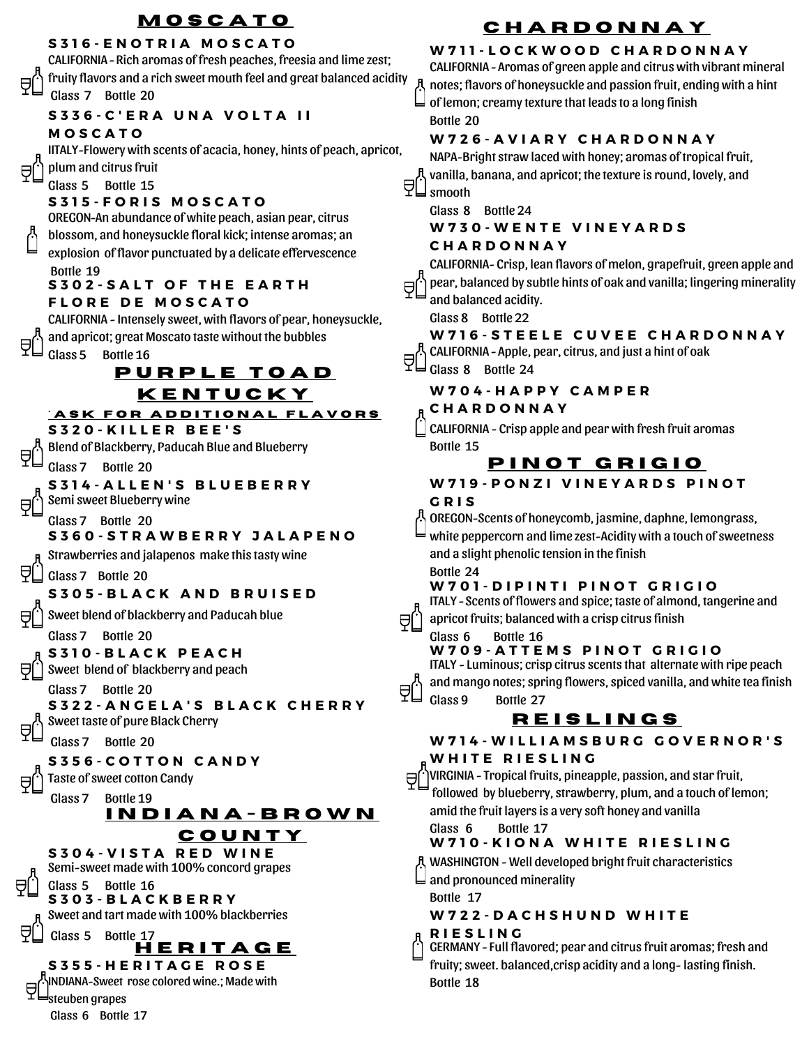## MOSCATO

### S316-ENOTRIA MOSCATO

CALIFORNIA - Rich aromas of fresh peaches, freesia and lime zest; fruity flavors and a rich sweet mouth feel and great balanced acidity

Glass 7 Bottle 20

### S336-C'ERA UNA VOLTA II MOSCATO

IITALY-Flowery with scents of acacia, honey, hints of peach, apricot, plum and citrus fruit

Glass 5 Bottle 15

### S315-FORIS MOSCATO

OREGON-An abundance of white peach, asian pear, citrus blossom, and honeysuckle floral kick; intense aromas; an explosion of flavor punctuated by a delicate effervescence

Bottle 19

### S302-SALT OF THE EARTH FLORE DE MOSCATO

CALIFORNIA - Intensely sweet, with flavors of pear, honeysuckle, and apricot; great Moscato taste without the bubbles

Glass 5 Bottle 16

## PURPLE TOAD KENTUCKY

*ASK FOR ADDITIONAL FLAVORS

### S320-KILLER BEE'S

Blend of Blackberry, Paducah Blue and Blueberry

Glass 7 Bottle 20

### S314-ALLEN'S BLUEBERRY

Semi sweet Blueberry wine

Glass 7 Bottle 20

### S360-STRAWBERRY JALAPENO

Strawberries and jalapenos make this tasty wine

Glass 7 Bottle 20

### S305-BLACK AND BRUISED

Sweet blend of blackberry and Paducah blue

Glass 7 Bottle 20

### S310-BLACK PEACH

Sweet blend of blackberry and peach

Glass 7 Bottle 20

### S322-ANGELA'S BLACK CHERRY

Sweet taste of pure Black Cherry

Glass 7 Bottle 20

### S356-COTTON CANDY

Taste of sweet cotton Candy

Glass 7 Bottle 19

## INDIANA-BROWN COUNTY

### S304-VISTA RED WINE

Semi-sweet made with 100% concord grapes

Glass 5 Bottle 16

### S303-BLACKBERRY

Sweet and tart made with 100% blackberries

Glass 5 Bottle 17

## HERITAGE

### S355-HERITAGE ROSE

INDIANA-Sweet rose colored wine.; Made with steuben grapes

Glass 6 Bottle 17

## CHARDONNAY

### W711-LOCKWOOD CHARDONNAY

CALIFORNIA - Aromas of green apple and citrus with vibrant mineral notes; flavors of honeysuckle and passion fruit, ending with a hint of lemon; creamy texture that leads to a long finish

Bottle 20

### W726-AVIARY CHARDONNAY

NAPA-Bright straw laced with honey; aromas of tropical fruit, vanilla, banana, and apricot; the texture is round, lovely, and smooth

Glass 8 Bottle 24

### W730-WENTE VINEYARDS CHARDONNAY

CALIFORNIA- Crisp, lean flavors of melon, grapefruit, green apple and pear, balanced by subtle hints of oak and vanilla; lingering minerality and balanced acidity.

Glass 8 Bottle 22

### W716-STEELE CUVEE CHARDONNAY

CALIFORNIA - Apple, pear, citrus, and just a hint of oak

Glass 8 Bottle 24

### W704-HAPPY CAMPER CHARDONNAY

CALIFORNIA - Crisp apple and pear with fresh fruit aromas

Bottle 15

## PINOT GRIGIO

### W719-PONZI VINEYARDS PINOT GRIS

OREGON-Scents of honeycomb, jasmine, daphne, lemongrass, white peppercorn and lime zest-Acidity with a touch of sweetness and a slight phenolic tension in the finish

Bottle 24

### W701-DIPINTI PINOT GRIGIO

ITALY - Scents of flowers and spice; taste of almond, tangerine and apricot fruits; balanced with a crisp citrus finish

Glass 6 Bottle 16

### W709-ATTEMS PINOT GRIGIO

ITALY - Luminous; crisp citrus scents that alternate with ripe peach and mango notes; spring flowers, spiced vanilla, and white tea finish

Glass 9 Bottle 27

## REISLINGS

### W714-WILLIAMSBURG GOVERNOR'S WHITE RIESLING

VIRGINIA - Tropical fruits, pineapple, passion, and star fruit, followed by blueberry, strawberry, plum, and a touch of lemon; amid the fruit layers is a very soft honey and vanilla

Glass 6 Bottle 17

### W710-KIONA WHITE RIESLING

WASHINGTON - Well developed bright fruit characteristics and pronounced minerality

Bottle 17

### W722-DACHSHUND WHITE RIESLING

GERMANY - Full flavored; pear and citrus fruit aromas; fresh and fruity; sweet. balanced,crisp acidity and a long- lasting finish.

Bottle 18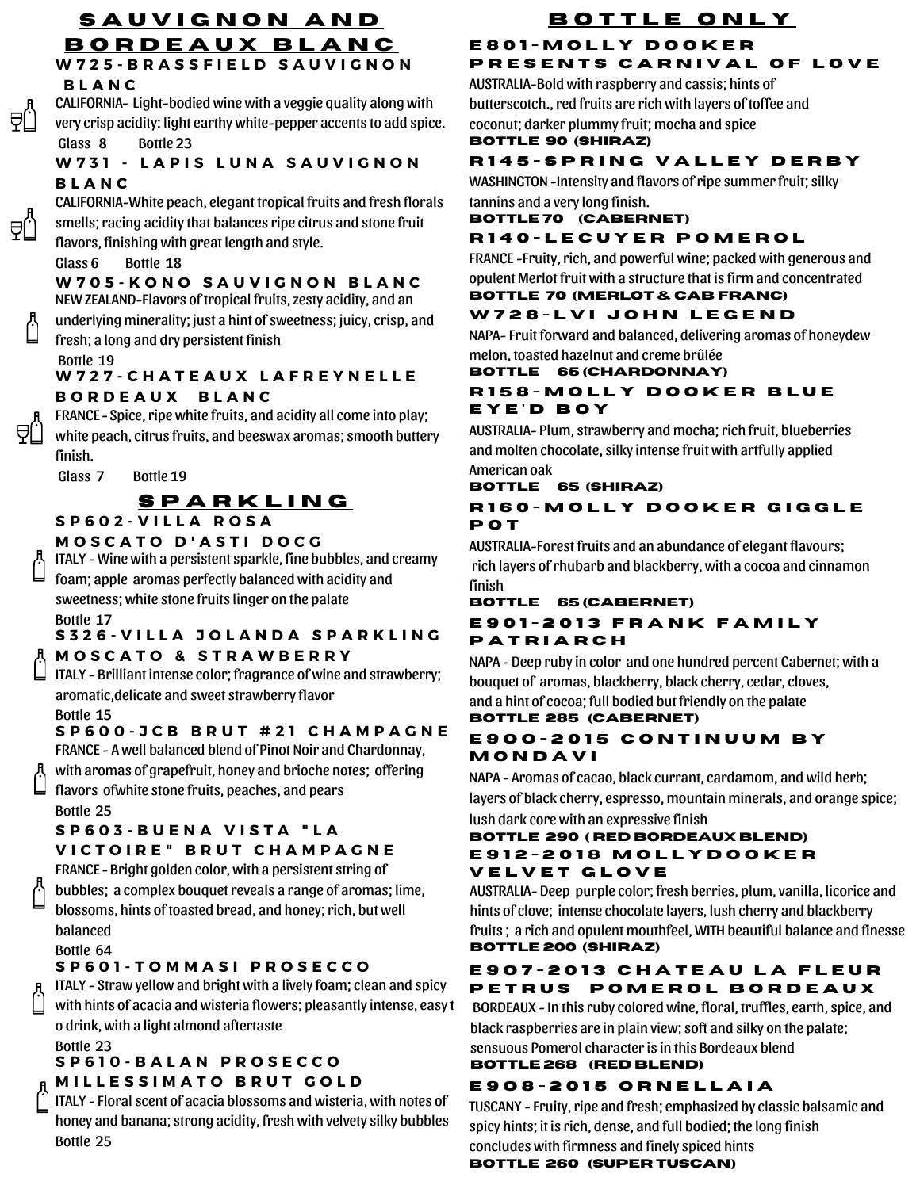## SAUVIGNON AND BORDEAUX BLANC

### W725-BRASSFIELD SAUVIGNON BLANC

CALIFORNIA- Light-bodied wine with a veggie quality along with very crisp acidity: light earthy white-pepper accents to add spice.

Glass 8 Bottle 23

### W731 - LAPIS LUNA SAUVIGNON BLANC

CALIFORNIA-White peach, elegant tropical fruits and fresh florals smells; racing acidity that balances ripe citrus and stone fruit flavors, finishing with great length and style.

Glass 6 Bottle 18

### W705-KONO SAUVIGNON BLANC

NEW ZEALAND-Flavors of tropical fruits, zesty acidity, and an underlying minerality; just a hint of sweetness; juicy, crisp, and fresh; a long and dry persistent finish

Bottle 19

### W727-CHATEAUX LAFREYNELLE BORDEAUX BLANC

FRANCE - Spice, ripe white fruits, and acidity all come into play; white peach, citrus fruits, and beeswax aromas; smooth buttery finish.

Glass 7 Bottle 19

## SPARKLING

### SP602-VILLA ROSA MOSCATO D'ASTI DOCG

ITALY - Wine with a persistent sparkle, fine bubbles, and creamy foam; apple aromas perfectly balanced with acidity and sweetness; white stone fruits linger on the palate

Bottle 17

### S326-VILLA JOLANDA SPARKLING MOSCATO & STRAWBERRY

ITALY - Brilliant intense color; fragrance of wine and strawberry; aromatic,delicate and sweet strawberry flavor

Bottle 15

### SP600-JCB BRUT #21 CHAMPAGNE

FRANCE - A well balanced blend of Pinot Noir and Chardonnay, with aromas of grapefruit, honey and brioche notes; offering flavors ofwhite stone fruits, peaches, and pears

Bottle 25

### SP603-BUENA VISTA "LA VICTOIRE" BRUT CHAMPAGNE

FRANCE - Bright golden color, with a persistent string of bubbles; a complex bouquet reveals a range of aromas; lime, blossoms, hints of toasted bread, and honey; rich, but well balanced

Bottle 64

### SP601-TOMMASI PROSECCO

ITALY - Straw yellow and bright with a lively foam; clean and spicy with hints of acacia and wisteria flowers; pleasantly intense, easy t o drink, with a light almond aftertaste

Bottle 23

### SP610-BALAN PROSECCO MILLESSIMATO BRUT GOLD

ITALY - Floral scent of acacia blossoms and wisteria, with notes of honey and banana; strong acidity, fresh with velvety silky bubbles

Bottle 25

## BOTTLE ONLY

### E801-MOLLY DOOKER PRESENTS CARNIVAL OF LOVE

AUSTRALIA-Bold with raspberry and cassis; hints of butterscotch., red fruits are rich with layers of toffee and coconut; darker plummy fruit; mocha and spice

**BOTTLE 90 (SHIRAZ)**

### R145-SPRING VALLEY DERBY

WASHINGTON -Intensity and flavors of ripe summer fruit; silky tannins and a very long finish.

**BOTTLE 70 (CABERNET)**

### R140-LECUYER POMEROL

FRANCE -Fruity, rich, and powerful wine; packed with generous and opulent Merlot fruit with a structure that is firm and concentrated

**BOTTLE 70 (MERLOT & CAB FRANC)**

### W728-LVI JOHN LEGEND

NAPA- Fruit forward and balanced, delivering aromas of honeydew melon, toasted hazelnut and creme brûlée

**BOTTLE 65 (CHARDONNAY)**

### R158-MOLLY DOOKER BLUE EYE'D BOY

AUSTRALIA- Plum, strawberry and mocha; rich fruit, blueberries and molten chocolate, silky intense fruit with artfully applied American oak

**BOTTLE 65 (SHIRAZ)**

### R160-MOLLY DOOKER GIGGLE POT

AUSTRALIA-Forest fruits and an abundance of elegant flavours; rich layers of rhubarb and blackberry, with a cocoa and cinnamon finish

**BOTTLE 65 (CABERNET)**

### E901-2013 FRANK FAMILY PATRIARCH

NAPA - Deep ruby in color and one hundred percent Cabernet; with a bouquet of aromas, blackberry, black cherry, cedar, cloves, and a hint of cocoa; full bodied but friendly on the palate

**BOTTLE 285 (CABERNET)**

### E900-2015 CONTINUUM BY MONDAVI

NAPA - Aromas of cacao, black currant, cardamom, and wild herb; layers of black cherry, espresso, mountain minerals, and orange spice; lush dark core with an expressive finish

**BOTTLE 290 ( RED BORDEAUX BLEND)**

### E912-2018 MOLLYDOOKER VELVET GLOVE

AUSTRALIA- Deep purple color; fresh berries, plum, vanilla, licorice and hints of clove; intense chocolate layers, lush cherry and blackberry fruits ; a rich and opulent mouthfeel, WITH beautiful balance and finesse

**BOTTLE 200 (SHIRAZ)**

### E907-2013 CHATEAU LA FLEUR PETRUS POMEROL BORDEAUX

BORDEAUX - In this ruby colored wine, floral, truffles, earth, spice, and black raspberries are in plain view; soft and silky on the palate; sensuous Pomerol character is in this Bordeaux blend

**BOTTLE 268 (RED BLEND)**

### E908-2015 ORNELLAIA

TUSCANY - Fruity, ripe and fresh; emphasized by classic balsamic and spicy hints; it is rich, dense, and full bodied; the long finish concludes with firmness and finely spiced hints

**BOTTLE 260 (SUPER TUSCAN)**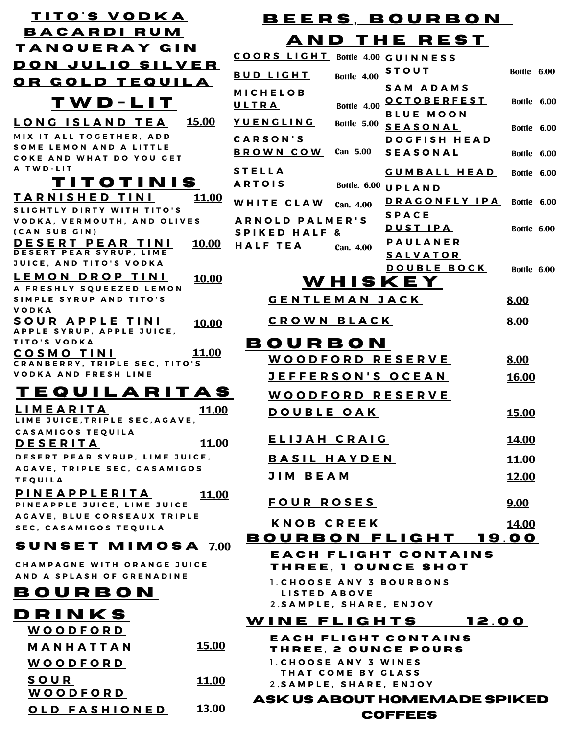**TITO'S VODKA**
**BACARDI RUM**
**TANQUERAY GIN**
**DON JULIO SILVER OR GOLD TEQUILA**

## TWD-LIT

**LONG ISLAND TEA** 15.00
MIX IT ALL TOGETHER, ADD SOME LEMON AND A LITTLE COKE AND WHAT DO YOU GET A TWD-LIT

## TITOTINIS

**TARNISHED TINI** 11.00
SLIGHTLY DIRTY WITH TITO'S VODKA, VERMOUTH, AND OLIVES (CAN SUB GIN)

**DESERT PEAR TINI** 10.00
DESERT PEAR SYRUP, LIME JUICE, AND TITO'S VODKA

**LEMON DROP TINI** 10.00
A FRESHLY SQUEEZED LEMON SIMPLE SYRUP AND TITO'S VODKA

**SOUR APPLE TINI** 10.00
APPLE SYRUP, APPLE JUICE, TITO'S VODKA

**COSMO TINI** 11.00
CRANBERRY, TRIPLE SEC, TITO'S VODKA AND FRESH LIME

## TEQUILARITAS

**LIMEARITA** 11.00
LIME JUICE, TRIPLE SEC, AGAVE, CASAMIGOS TEQUILA

**DESERITA** 11.00
DESERT PEAR SYRUP, LIME JUICE, AGAVE, TRIPLE SEC, CASAMIGOS TEQUILA

**PINEAPPLERITA** 11.00
PINEAPPLE JUICE, LIME JUICE AGAVE, BLUE CORSEAUX TRIPLE SEC, CASAMIGOS TEQUILA

## SUNSET MIMOSA 7.00

CHAMPAGNE WITH ORANGE JUICE AND A SPLASH OF GRENADINE

## BOURBON DRINKS

| | |
|---|---|
| WOODFORD MANHATTAN | 15.00 |
| WOODFORD SOUR | 11.00 |
| WOODFORD OLD FASHIONED | 13.00 |

## BEERS, BOURBON AND THE REST

| | |
|---|---|
| COORS LIGHT | Bottle 4.00 |
| BUD LIGHT | Bottle 4.00 |
| MICHELOB ULTRA | Bottle 4.00 |
| YUENGLING | Bottle 5.00 |
| CARSON'S BROWN COW | Can 5.00 |
| STELLA ARTOIS | Bottle. 6.00 |
| WHITE CLAW | Can. 4.00 |
| ARNOLD PALMER'S SPIKED HALF & HALF TEA | Can. 4.00 |
| GUINNESS STOUT | Bottle 6.00 |
| SAM ADAMS OCTOBERFEST | Bottle 6.00 |
| BLUE MOON SEASONAL | Bottle 6.00 |
| DOGFISH HEAD SEASONAL | Bottle 6.00 |
| GUMBALL HEAD | Bottle 6.00 |
| UPLAND DRAGONFLY IPA | Bottle 6.00 |
| SPACE DUST IPA | Bottle 6.00 |
| PAULANER SALVATOR DOUBLE BOCK | Bottle 6.00 |

## WHISKEY

| | |
|---|---|
| GENTLEMAN JACK | 8.00 |
| CROWN BLACK | 8.00 |

## BOURBON

| | |
|---|---|
| WOODFORD RESERVE | 8.00 |
| JEFFERSON'S OCEAN | 16.00 |
| WOODFORD RESERVE DOUBLE OAK | 15.00 |
| ELIJAH CRAIG | 14.00 |
| BASIL HAYDEN | 11.00 |
| JIM BEAM | 12.00 |
| FOUR ROSES | 9.00 |
| KNOB CREEK | 14.00 |

## BOURBON FLIGHT 19.00

EACH FLIGHT CONTAINS THREE, 1 OUNCE SHOT

1. CHOOSE ANY 3 BOURBONS LISTED ABOVE
2. SAMPLE, SHARE, ENJOY

## WINE FLIGHTS 12.00

EACH FLIGHT CONTAINS THREE, 2 OUNCE POURS

1. CHOOSE ANY 3 WINES THAT COME BY GLASS
2. SAMPLE, SHARE, ENJOY

**ASK US ABOUT HOMEMADE SPIKED COFFEES**